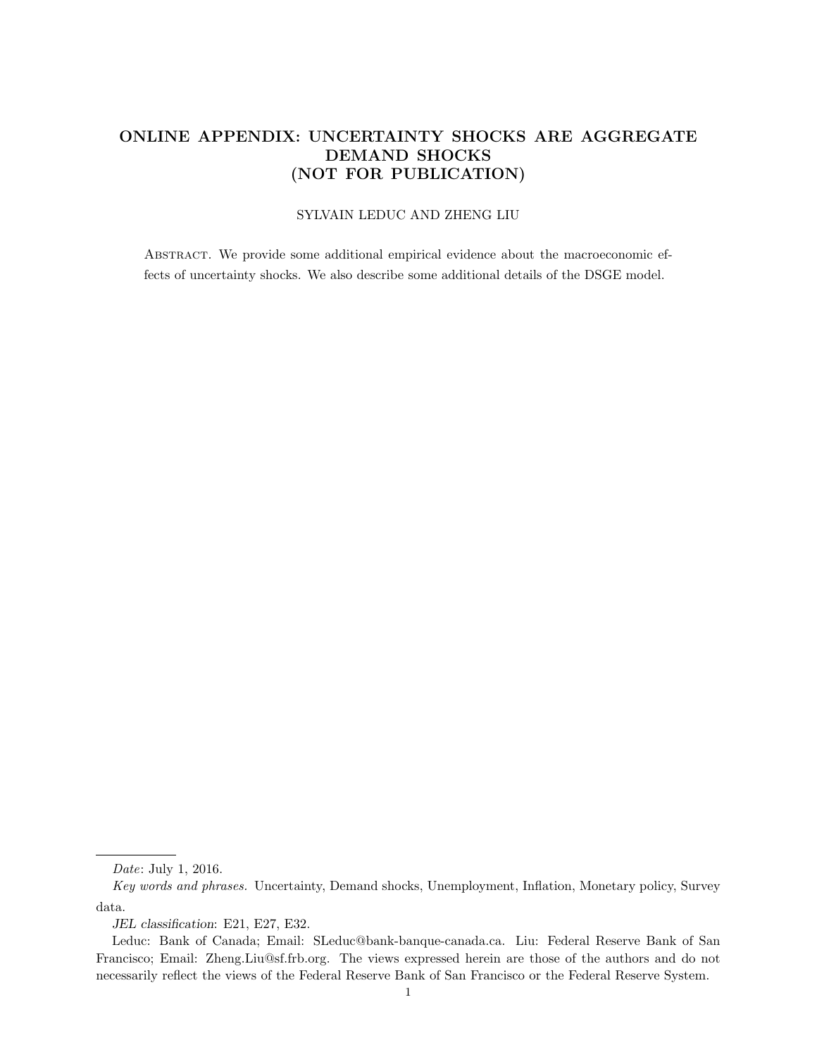# ONLINE APPENDIX: UNCERTAINTY SHOCKS ARE AGGREGATE DEMAND SHOCKS (NOT FOR PUBLICATION)

SYLVAIN LEDUC AND ZHENG LIU

Abstract. We provide some additional empirical evidence about the macroeconomic effects of uncertainty shocks. We also describe some additional details of the DSGE model.

---

*Date*: July 1, 2016.

*Key words and phrases.* Uncertainty, Demand shocks, Unemployment, Inflation, Monetary policy, Survey data.

*JEL classification*: E21, E27, E32.

Leduc: Bank of Canada; Email: SLeduc@bank-banque-canada.ca. Liu: Federal Reserve Bank of San Francisco; Email: Zheng.Liu@sf.frb.org. The views expressed herein are those of the authors and do not necessarily reflect the views of the Federal Reserve Bank of San Francisco or the Federal Reserve System.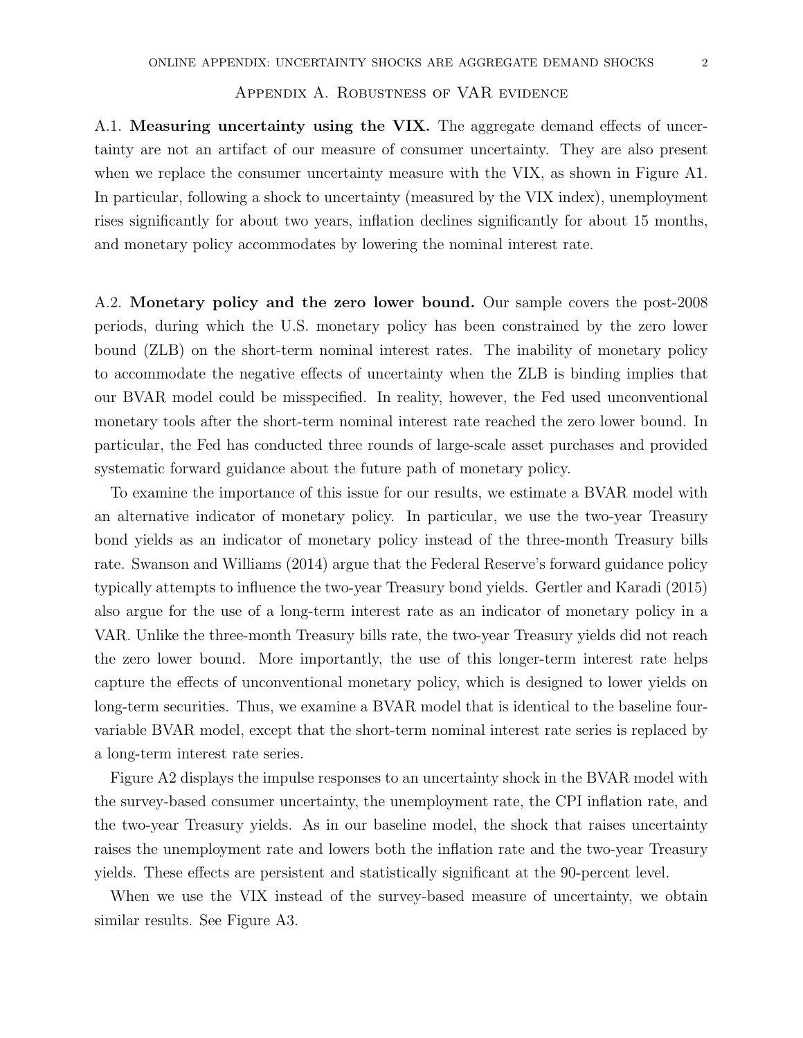## Appendix A. Robustness of VAR evidence

A.1. **Measuring uncertainty using the VIX.** The aggregate demand effects of uncertainty are not an artifact of our measure of consumer uncertainty. They are also present when we replace the consumer uncertainty measure with the VIX, as shown in Figure A1. In particular, following a shock to uncertainty (measured by the VIX index), unemployment rises significantly for about two years, inflation declines significantly for about 15 months, and monetary policy accommodates by lowering the nominal interest rate.

A.2. **Monetary policy and the zero lower bound.** Our sample covers the post-2008 periods, during which the U.S. monetary policy has been constrained by the zero lower bound (ZLB) on the short-term nominal interest rates. The inability of monetary policy to accommodate the negative effects of uncertainty when the ZLB is binding implies that our BVAR model could be misspecified. In reality, however, the Fed used unconventional monetary tools after the short-term nominal interest rate reached the zero lower bound. In particular, the Fed has conducted three rounds of large-scale asset purchases and provided systematic forward guidance about the future path of monetary policy.

To examine the importance of this issue for our results, we estimate a BVAR model with an alternative indicator of monetary policy. In particular, we use the two-year Treasury bond yields as an indicator of monetary policy instead of the three-month Treasury bills rate. Swanson and Williams (2014) argue that the Federal Reserve's forward guidance policy typically attempts to influence the two-year Treasury bond yields. Gertler and Karadi (2015) also argue for the use of a long-term interest rate as an indicator of monetary policy in a VAR. Unlike the three-month Treasury bills rate, the two-year Treasury yields did not reach the zero lower bound. More importantly, the use of this longer-term interest rate helps capture the effects of unconventional monetary policy, which is designed to lower yields on long-term securities. Thus, we examine a BVAR model that is identical to the baseline four-variable BVAR model, except that the short-term nominal interest rate series is replaced by a long-term interest rate series.

Figure A2 displays the impulse responses to an uncertainty shock in the BVAR model with the survey-based consumer uncertainty, the unemployment rate, the CPI inflation rate, and the two-year Treasury yields. As in our baseline model, the shock that raises uncertainty raises the unemployment rate and lowers both the inflation rate and the two-year Treasury yields. These effects are persistent and statistically significant at the 90-percent level.

When we use the VIX instead of the survey-based measure of uncertainty, we obtain similar results. See Figure A3.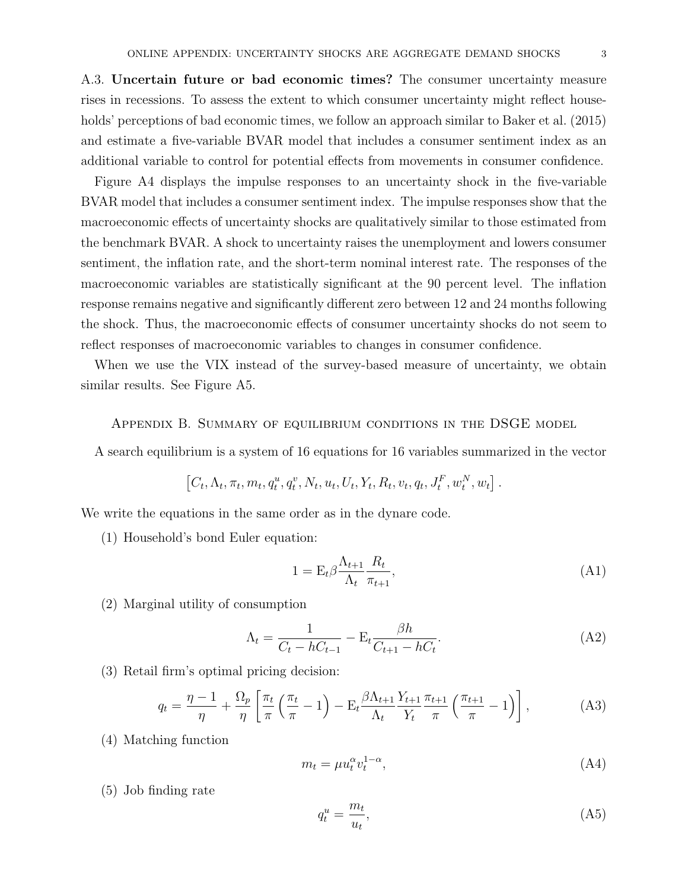A.3. **Uncertain future or bad economic times?** The consumer uncertainty measure rises in recessions. To assess the extent to which consumer uncertainty might reflect households' perceptions of bad economic times, we follow an approach similar to Baker et al. (2015) and estimate a five-variable BVAR model that includes a consumer sentiment index as an additional variable to control for potential effects from movements in consumer confidence.

Figure A4 displays the impulse responses to an uncertainty shock in the five-variable BVAR model that includes a consumer sentiment index. The impulse responses show that the macroeconomic effects of uncertainty shocks are qualitatively similar to those estimated from the benchmark BVAR. A shock to uncertainty raises the unemployment and lowers consumer sentiment, the inflation rate, and the short-term nominal interest rate. The responses of the macroeconomic variables are statistically significant at the 90 percent level. The inflation response remains negative and significantly different zero between 12 and 24 months following the shock. Thus, the macroeconomic effects of consumer uncertainty shocks do not seem to reflect responses of macroeconomic variables to changes in consumer confidence.

When we use the VIX instead of the survey-based measure of uncertainty, we obtain similar results. See Figure A5.

## Appendix B. Summary of equilibrium conditions in the DSGE model

A search equilibrium is a system of 16 equations for 16 variables summarized in the vector

$$\left[C_t, \Lambda_t, \pi_t, m_t, q_t^u, q_t^v, N_t, u_t, U_t, Y_t, R_t, v_t, q_t, J_t^F, w_t^N, w_t\right].$$

We write the equations in the same order as in the dynare code.

(1) Household's bond Euler equation:

$$1 = \mathrm{E}_t \beta \frac{\Lambda_{t+1}}{\Lambda_t} \frac{R_t}{\pi_{t+1}}, \tag{A1}$$

(2) Marginal utility of consumption

$$\Lambda_t = \frac{1}{C_t - hC_{t-1}} - \mathrm{E}_t \frac{\beta h}{C_{t+1} - hC_t}. \tag{A2}$$

(3) Retail firm's optimal pricing decision:

$$q_t = \frac{\eta - 1}{\eta} + \frac{\Omega_p}{\eta} \left[ \frac{\pi_t}{\pi} \left( \frac{\pi_t}{\pi} - 1 \right) - \mathrm{E}_t \frac{\beta \Lambda_{t+1}}{\Lambda_t} \frac{Y_{t+1}}{Y_t} \frac{\pi_{t+1}}{\pi} \left( \frac{\pi_{t+1}}{\pi} - 1 \right) \right], \tag{A3}$$

(4) Matching function

$$m_t = \mu u_t^{\alpha} v_t^{1-\alpha}, \tag{A4}$$

(5) Job finding rate

$$q_t^u = \frac{m_t}{u_t}, \tag{A5}$$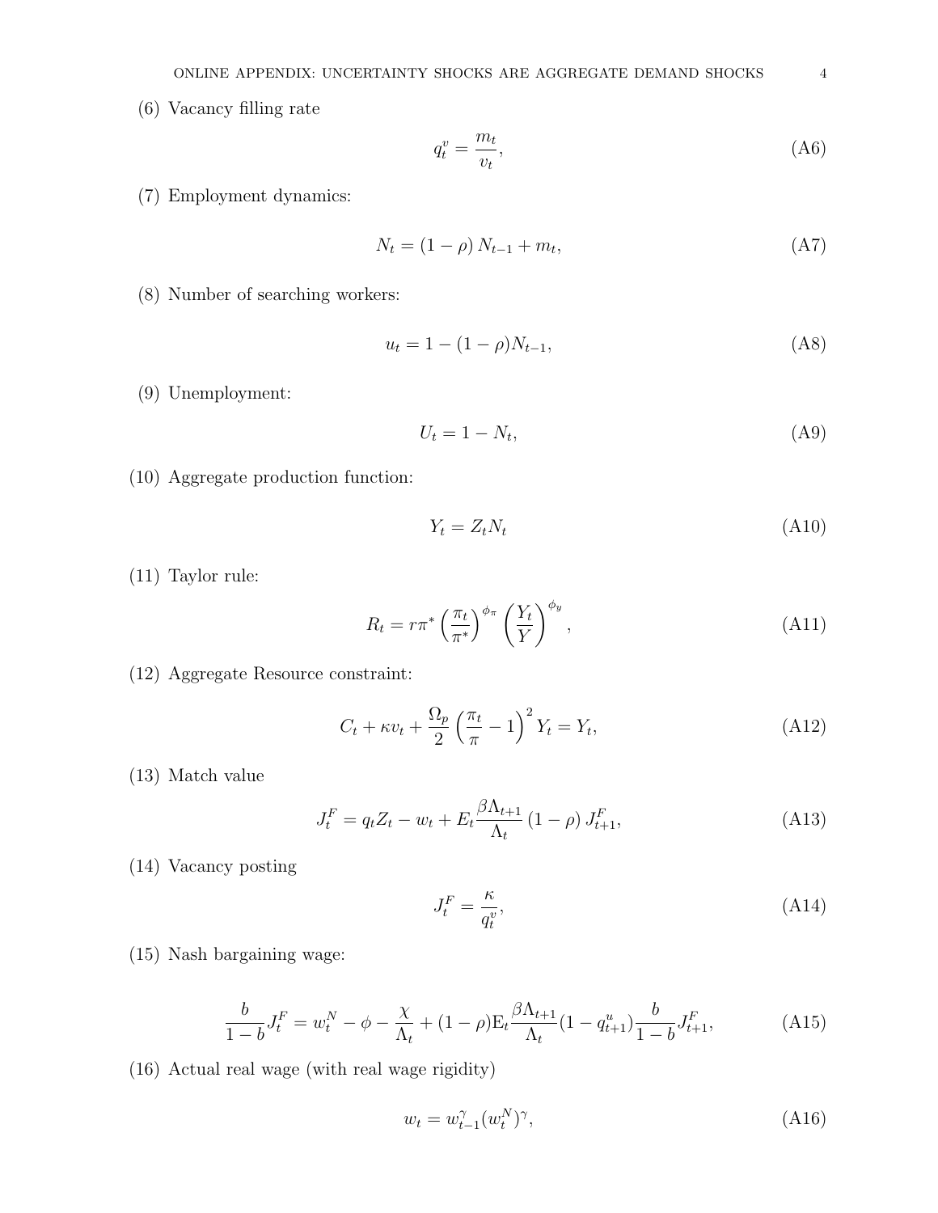(6) Vacancy filling rate

$$q_t^v = \frac{m_t}{v_t}, \tag{A6}$$

(7) Employment dynamics:

$$N_t = (1-\rho) N_{t-1} + m_t, \tag{A7}$$

(8) Number of searching workers:

$$u_t = 1 - (1-\rho) N_{t-1}, \tag{A8}$$

(9) Unemployment:

$$U_t = 1 - N_t, \tag{A9}$$

(10) Aggregate production function:

$$Y_t = Z_t N_t \tag{A10}$$

(11) Taylor rule:

$$R_t = r\pi^* \left(\frac{\pi_t}{\pi^*}\right)^{\phi_\pi} \left(\frac{Y_t}{Y}\right)^{\phi_y}, \tag{A11}$$

(12) Aggregate Resource constraint:

$$C_t + \kappa v_t + \frac{\Omega_p}{2}\left(\frac{\pi_t}{\pi} - 1\right)^2 Y_t = Y_t, \tag{A12}$$

(13) Match value

$$J_t^F = q_t Z_t - w_t + E_t \frac{\beta \Lambda_{t+1}}{\Lambda_t} (1-\rho) J_{t+1}^F, \tag{A13}$$

(14) Vacancy posting

$$J_t^F = \frac{\kappa}{q_t^v}, \tag{A14}$$

(15) Nash bargaining wage:

$$\frac{b}{1-b} J_t^F = w_t^N - \phi - \frac{\chi}{\Lambda_t} + (1-\rho) \mathrm{E}_t \frac{\beta \Lambda_{t+1}}{\Lambda_t} (1 - q_{t+1}^u) \frac{b}{1-b} J_{t+1}^F, \tag{A15}$$

(16) Actual real wage (with real wage rigidity)

$$w_t = w_{t-1}^\gamma (w_t^N)^\gamma, \tag{A16}$$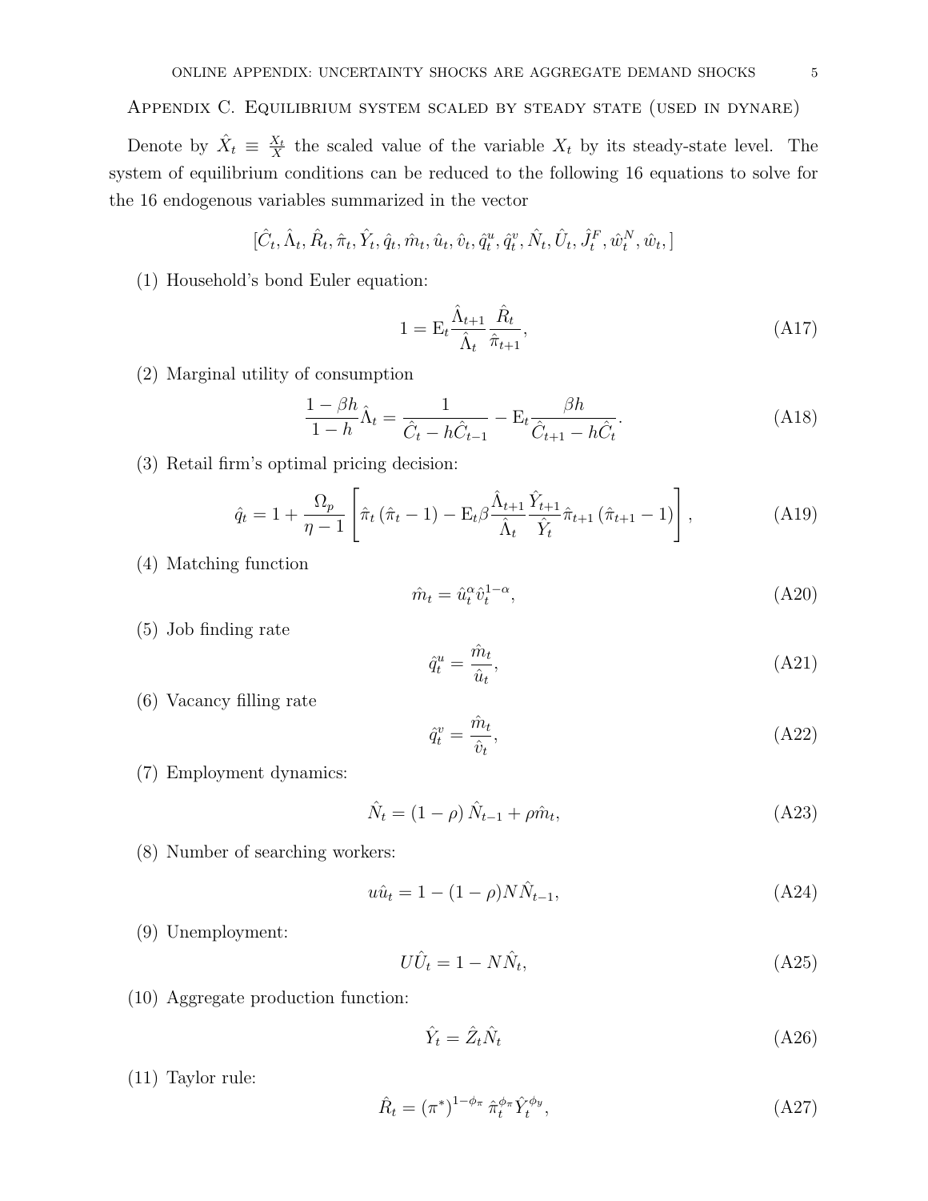## Appendix C. Equilibrium system scaled by steady state (used in dynare)

Denote by $\hat{X}_t \equiv \frac{X_t}{X}$ the scaled value of the variable $X_t$ by its steady-state level. The system of equilibrium conditions can be reduced to the following 16 equations to solve for the 16 endogenous variables summarized in the vector

$$[\hat{C}_t, \hat{\Lambda}_t, \hat{R}_t, \hat{\pi}_t, \hat{Y}_t, \hat{q}_t, \hat{m}_t, \hat{u}_t, \hat{v}_t, \hat{q}_t^u, \hat{q}_t^v, \hat{N}_t, \hat{U}_t, \hat{J}_t^F, \hat{w}_t^N, \hat{w}_t,]$$

(1) Household's bond Euler equation:

$$1 = \mathrm{E}_t \frac{\hat{\Lambda}_{t+1}}{\hat{\Lambda}_t} \frac{\hat{R}_t}{\hat{\pi}_{t+1}}, \tag{A17}$$

(2) Marginal utility of consumption

$$\frac{1-\beta h}{1-h} \hat{\Lambda}_t = \frac{1}{\hat{C}_t - h\hat{C}_{t-1}} - \mathrm{E}_t \frac{\beta h}{\hat{C}_{t+1} - h\hat{C}_t}. \tag{A18}$$

(3) Retail firm's optimal pricing decision:

$$\hat{q}_t = 1 + \frac{\Omega_p}{\eta - 1} \left[ \hat{\pi}_t (\hat{\pi}_t - 1) - \mathrm{E}_t \beta \frac{\hat{\Lambda}_{t+1}}{\hat{\Lambda}_t} \frac{\hat{Y}_{t+1}}{\hat{Y}_t} \hat{\pi}_{t+1} (\hat{\pi}_{t+1} - 1) \right], \tag{A19}$$

(4) Matching function

$$\hat{m}_t = \hat{u}_t^{\alpha} \hat{v}_t^{1-\alpha}, \tag{A20}$$

(5) Job finding rate

$$\hat{q}_t^u = \frac{\hat{m}_t}{\hat{u}_t}, \tag{A21}$$

(6) Vacancy filling rate

$$\hat{q}_t^v = \frac{\hat{m}_t}{\hat{v}_t}, \tag{A22}$$

(7) Employment dynamics:

$$\hat{N}_t = (1-\rho) \hat{N}_{t-1} + \rho \hat{m}_t, \tag{A23}$$

(8) Number of searching workers:

$$u\hat{u}_t = 1 - (1-\rho) N \hat{N}_{t-1}, \tag{A24}$$

(9) Unemployment:

$$U\hat{U}_t = 1 - N\hat{N}_t, \tag{A25}$$

(10) Aggregate production function:

$$\hat{Y}_t = \hat{Z}_t \hat{N}_t \tag{A26}$$

(11) Taylor rule:

$$\hat{R}_t = (\pi^*)^{1-\phi_\pi} \hat{\pi}_t^{\phi_\pi} \hat{Y}_t^{\phi_y}, \tag{A27}$$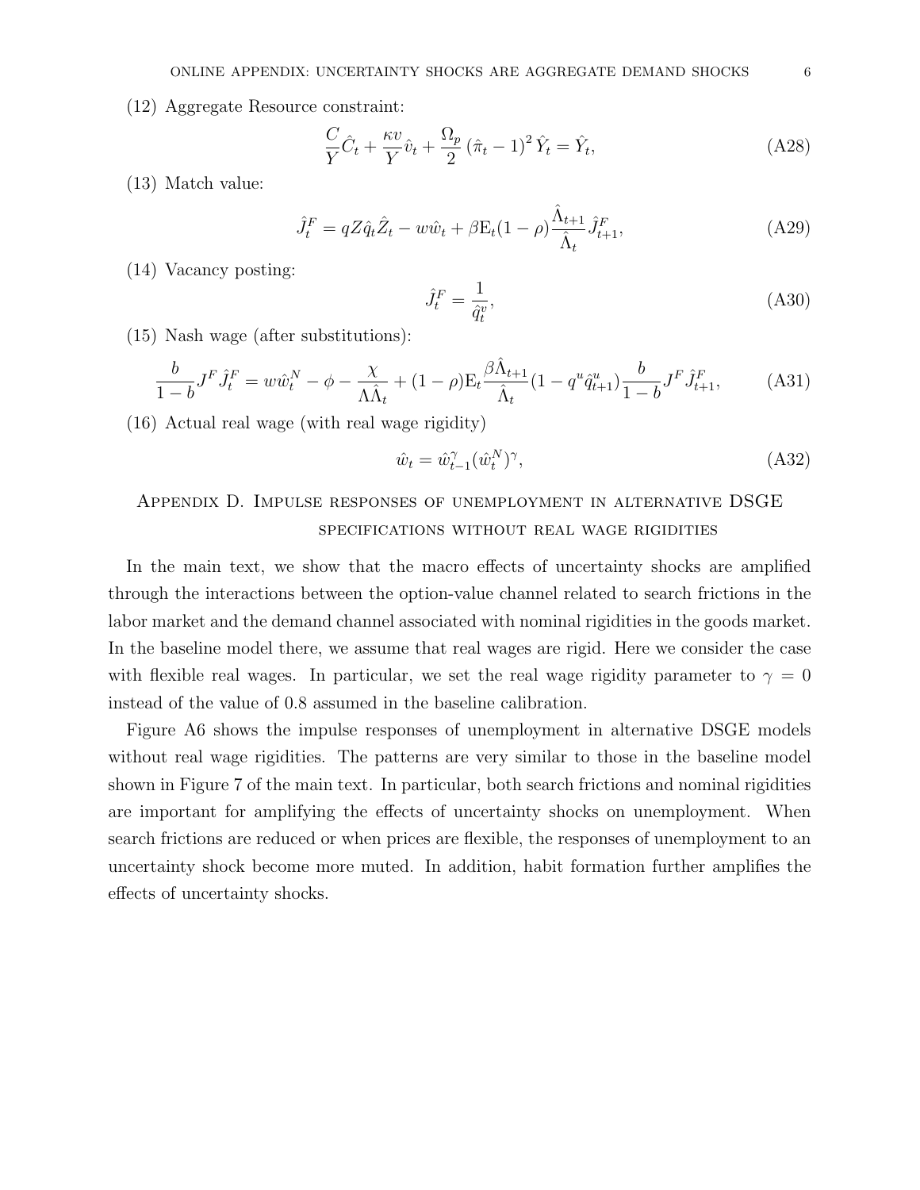(12) Aggregate Resource constraint:

$$\frac{C}{Y}\hat{C}_t + \frac{\kappa v}{Y}\hat{v}_t + \frac{\Omega_p}{2}\left(\hat{\pi}_t - 1\right)^2 \hat{Y}_t = \hat{Y}_t, \tag{A28}$$

(13) Match value:

$$\hat{J}^F_t = qZ\hat{q}_t\hat{Z}_t - w\hat{w}_t + \beta \mathrm{E}_t(1-\rho)\frac{\hat{\Lambda}_{t+1}}{\hat{\Lambda}_t}\hat{J}^F_{t+1}, \tag{A29}$$

(14) Vacancy posting:

$$\hat{J}^F_t = \frac{1}{\hat{q}^v_t}, \tag{A30}$$

(15) Nash wage (after substitutions):

$$\frac{b}{1-b}J^F\hat{J}^F_t = w\hat{w}^N_t - \phi - \frac{\chi}{\Lambda\hat{\Lambda}_t} + (1-\rho)\mathrm{E}_t\frac{\beta\hat{\Lambda}_{t+1}}{\hat{\Lambda}_t}(1 - q^u\hat{q}^u_{t+1})\frac{b}{1-b}J^F\hat{J}^F_{t+1}, \tag{A31}$$

(16) Actual real wage (with real wage rigidity)

$$\hat{w}_t = \hat{w}^{\gamma}_{t-1}(\hat{w}^N_t)^{\gamma}, \tag{A32}$$

## Appendix D. Impulse responses of unemployment in alternative DSGE specifications without real wage rigidities

In the main text, we show that the macro effects of uncertainty shocks are amplified through the interactions between the option-value channel related to search frictions in the labor market and the demand channel associated with nominal rigidities in the goods market. In the baseline model there, we assume that real wages are rigid. Here we consider the case with flexible real wages. In particular, we set the real wage rigidity parameter to $\gamma = 0$ instead of the value of 0.8 assumed in the baseline calibration.

Figure A6 shows the impulse responses of unemployment in alternative DSGE models without real wage rigidities. The patterns are very similar to those in the baseline model shown in Figure 7 of the main text. In particular, both search frictions and nominal rigidities are important for amplifying the effects of uncertainty shocks on unemployment. When search frictions are reduced or when prices are flexible, the responses of unemployment to an uncertainty shock become more muted. In addition, habit formation further amplifies the effects of uncertainty shocks.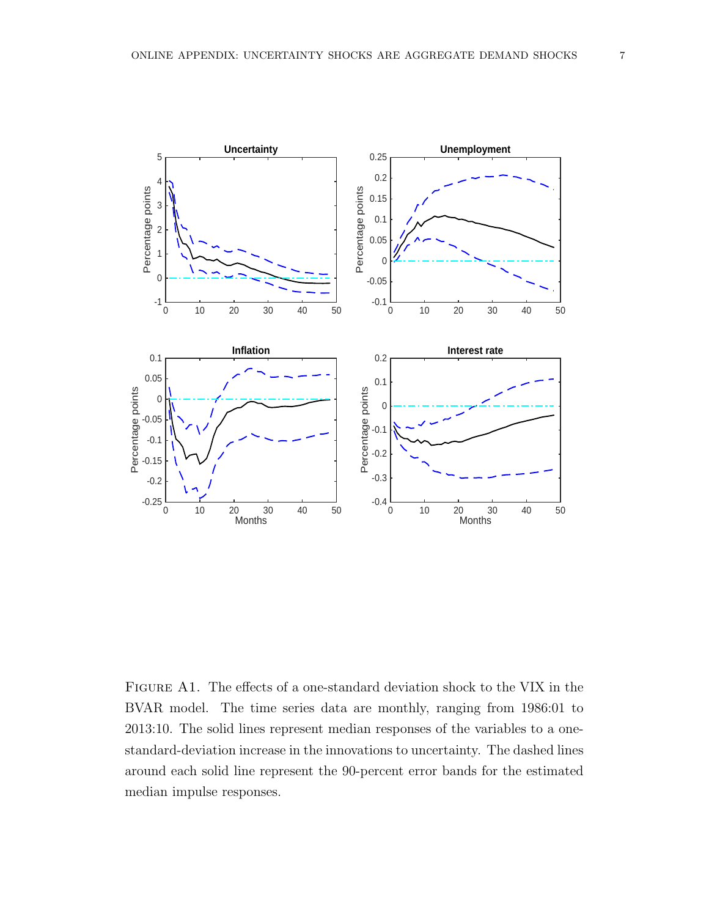Figure A1. The effects of a one-standard deviation shock to the VIX in the BVAR model. The time series data are monthly, ranging from 1986:01 to 2013:10. The solid lines represent median responses of the variables to a one-standard-deviation increase in the innovations to uncertainty. The dashed lines around each solid line represent the 90-percent error bands for the estimated median impulse responses.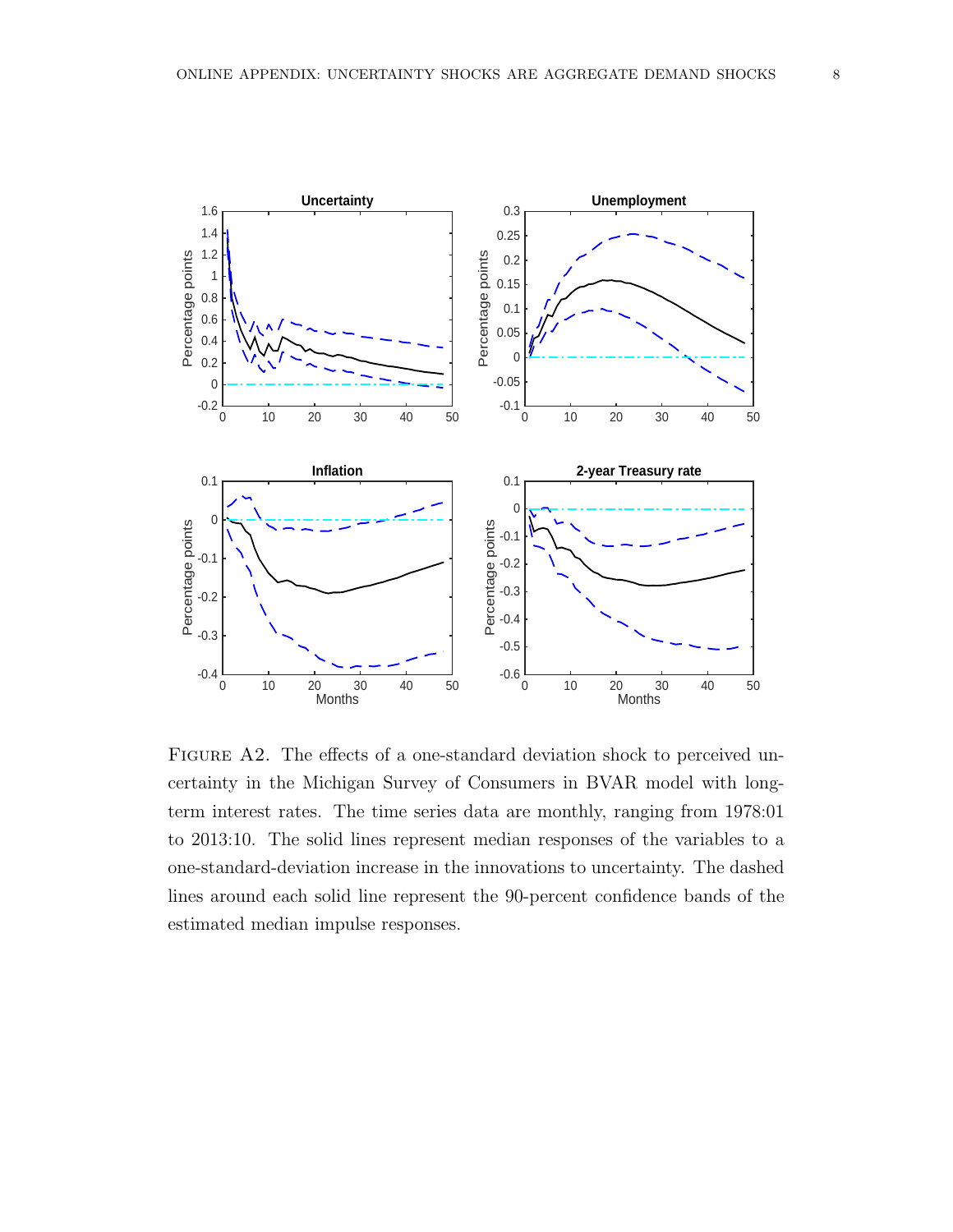Figure A2. The effects of a one-standard deviation shock to perceived uncertainty in the Michigan Survey of Consumers in BVAR model with long-term interest rates. The time series data are monthly, ranging from 1978:01 to 2013:10. The solid lines represent median responses of the variables to a one-standard-deviation increase in the innovations to uncertainty. The dashed lines around each solid line represent the 90-percent confidence bands of the estimated median impulse responses.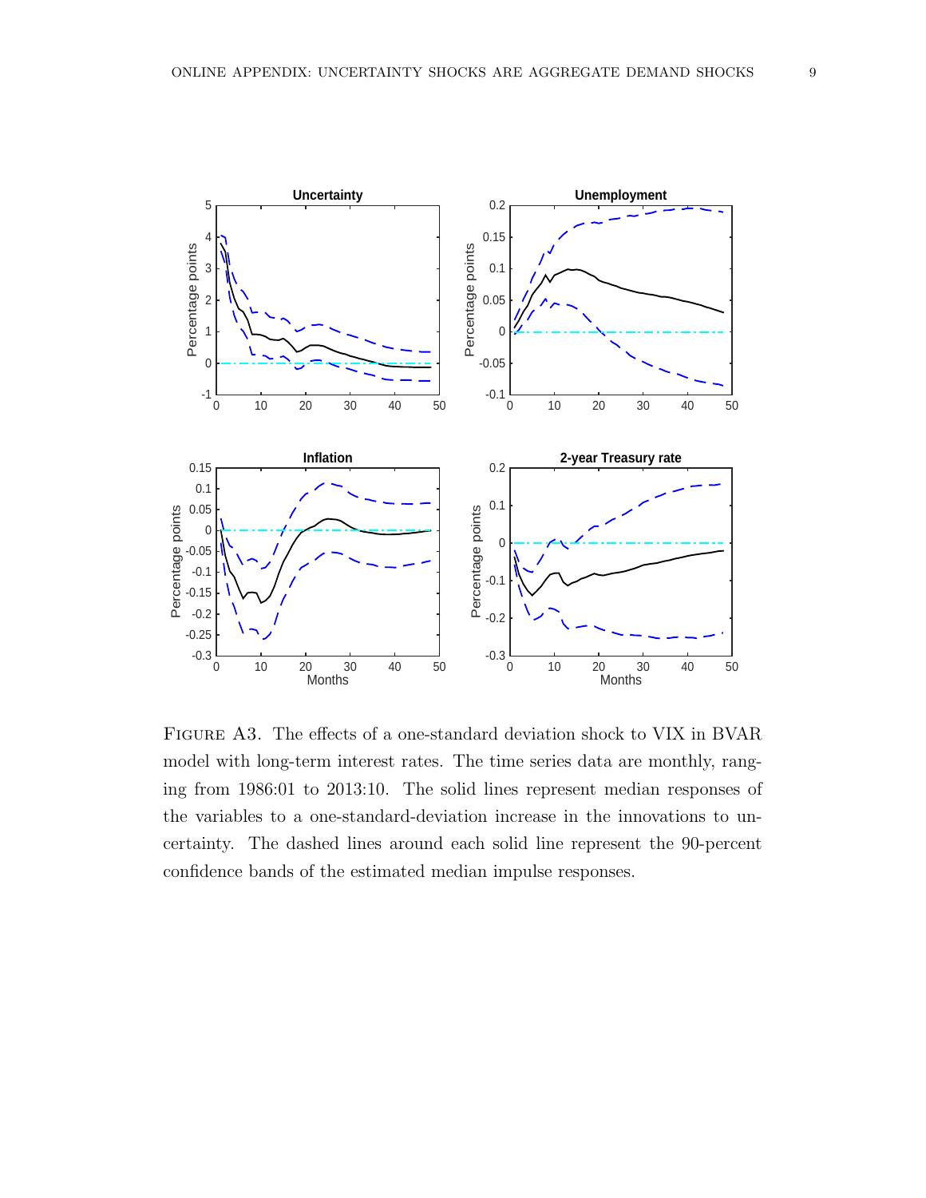Figure A3. The effects of a one-standard deviation shock to VIX in BVAR model with long-term interest rates. The time series data are monthly, ranging from 1986:01 to 2013:10. The solid lines represent median responses of the variables to a one-standard-deviation increase in the innovations to uncertainty. The dashed lines around each solid line represent the 90-percent confidence bands of the estimated median impulse responses.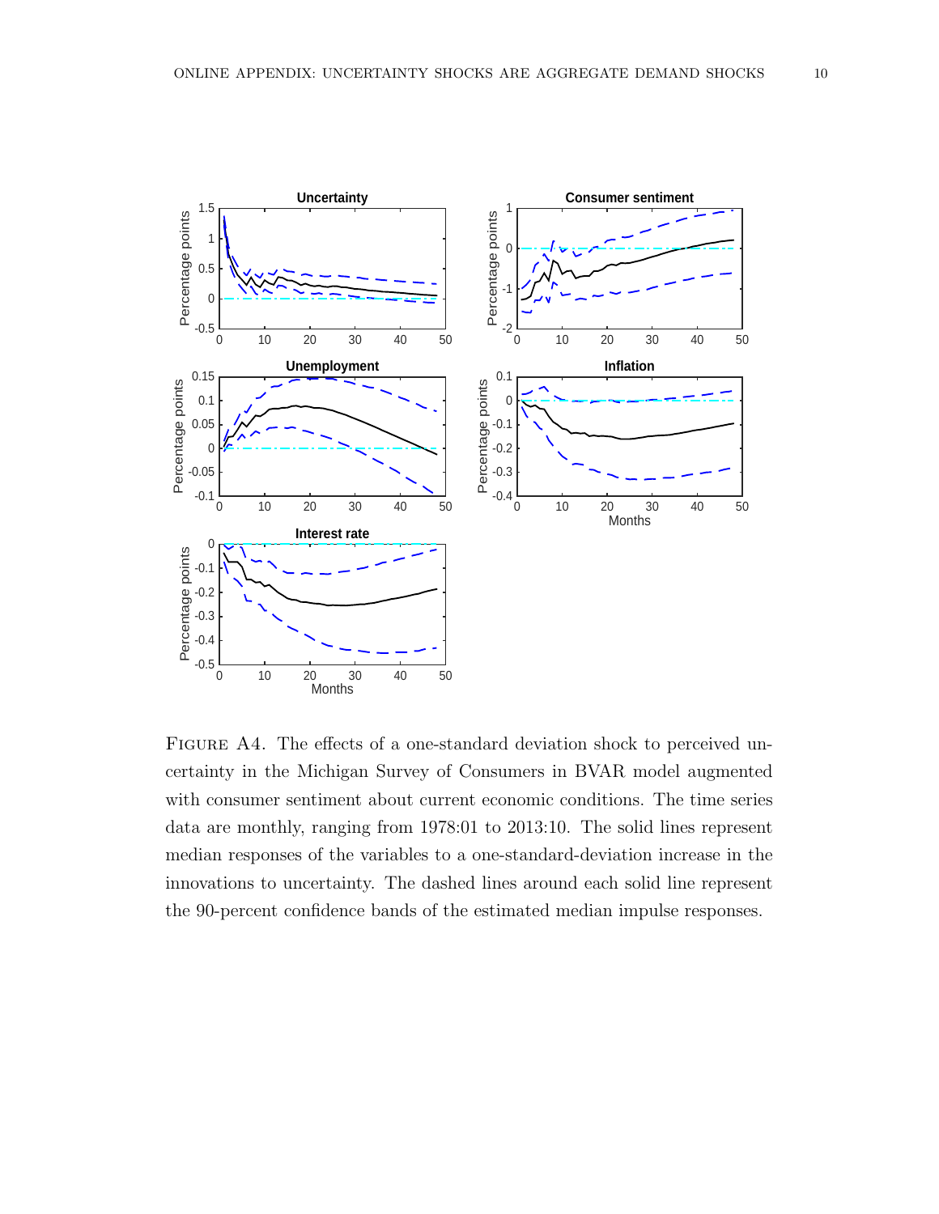Figure A4. The effects of a one-standard deviation shock to perceived uncertainty in the Michigan Survey of Consumers in BVAR model augmented with consumer sentiment about current economic conditions. The time series data are monthly, ranging from 1978:01 to 2013:10. The solid lines represent median responses of the variables to a one-standard-deviation increase in the innovations to uncertainty. The dashed lines around each solid line represent the 90-percent confidence bands of the estimated median impulse responses.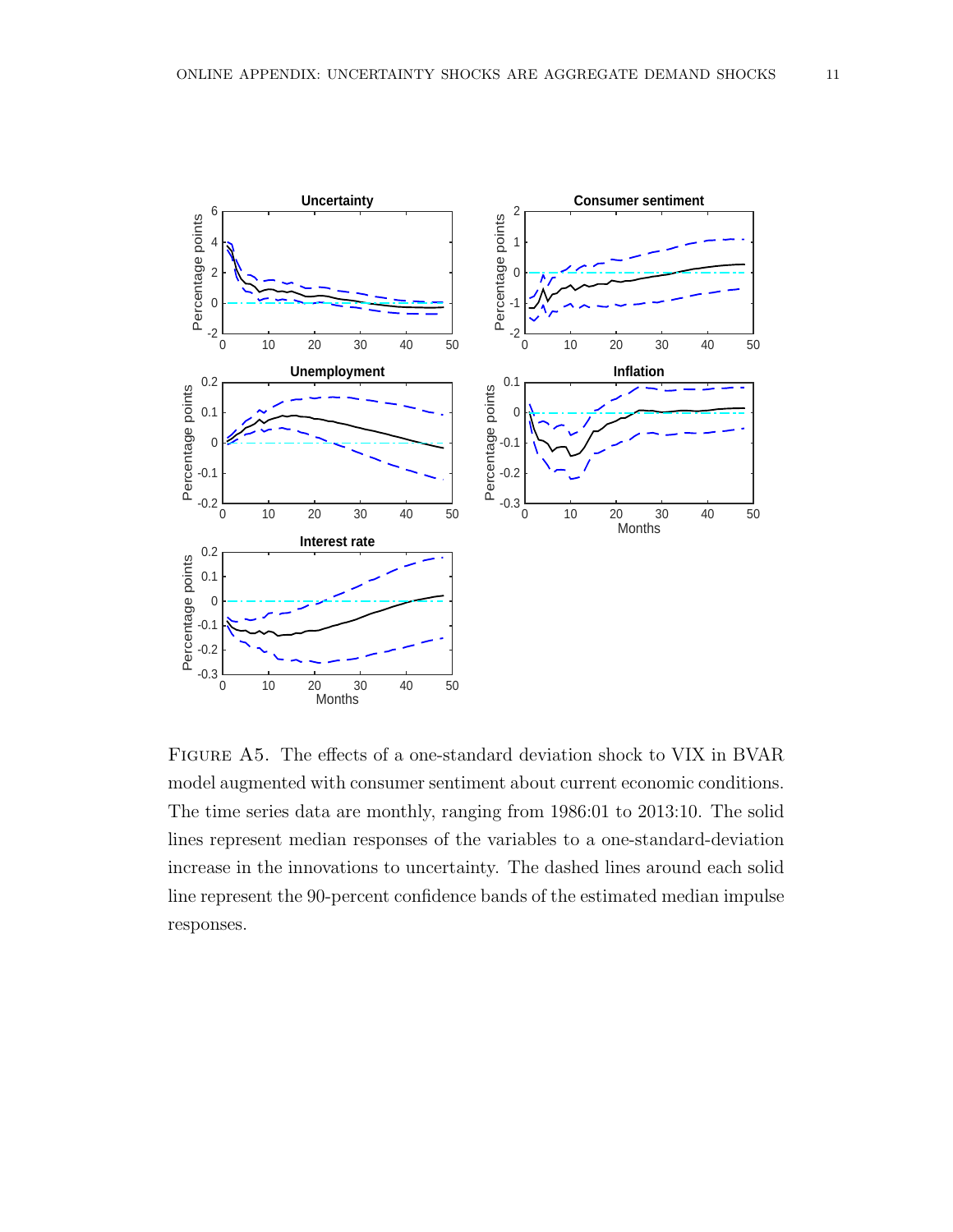Figure A5. The effects of a one-standard deviation shock to VIX in BVAR model augmented with consumer sentiment about current economic conditions. The time series data are monthly, ranging from 1986:01 to 2013:10. The solid lines represent median responses of the variables to a one-standard-deviation increase in the innovations to uncertainty. The dashed lines around each solid line represent the 90-percent confidence bands of the estimated median impulse responses.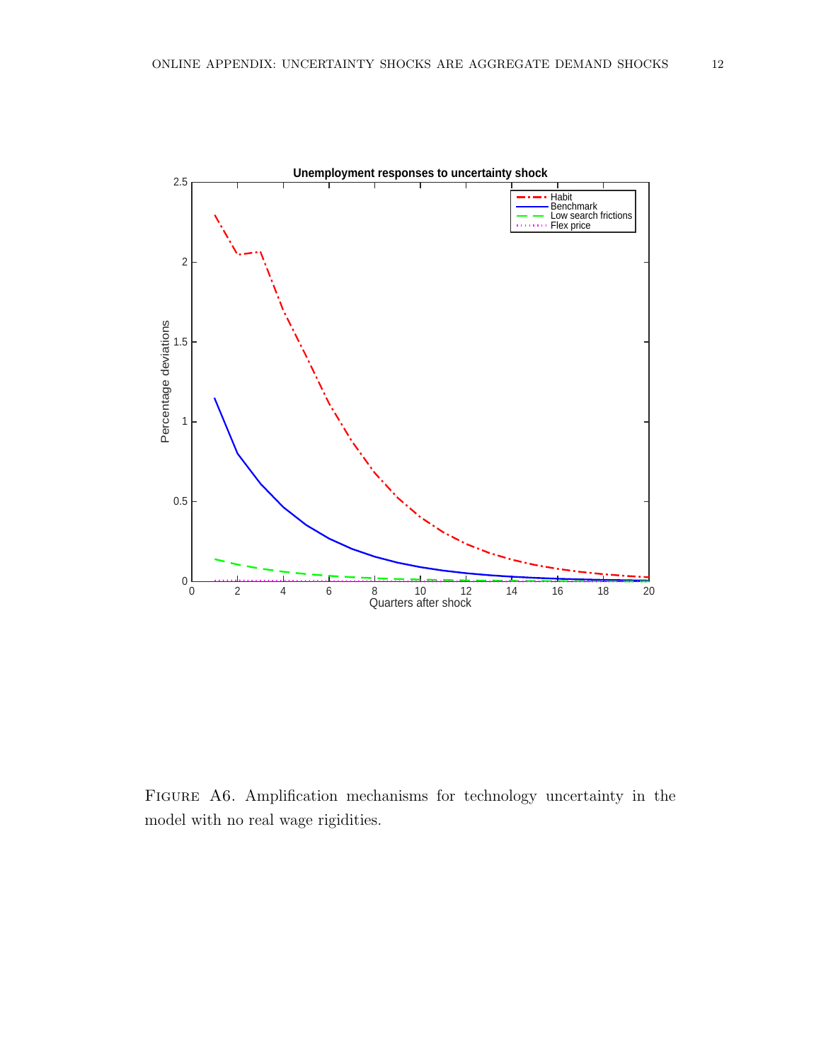Figure A6. Amplification mechanisms for technology uncertainty in the model with no real wage rigidities.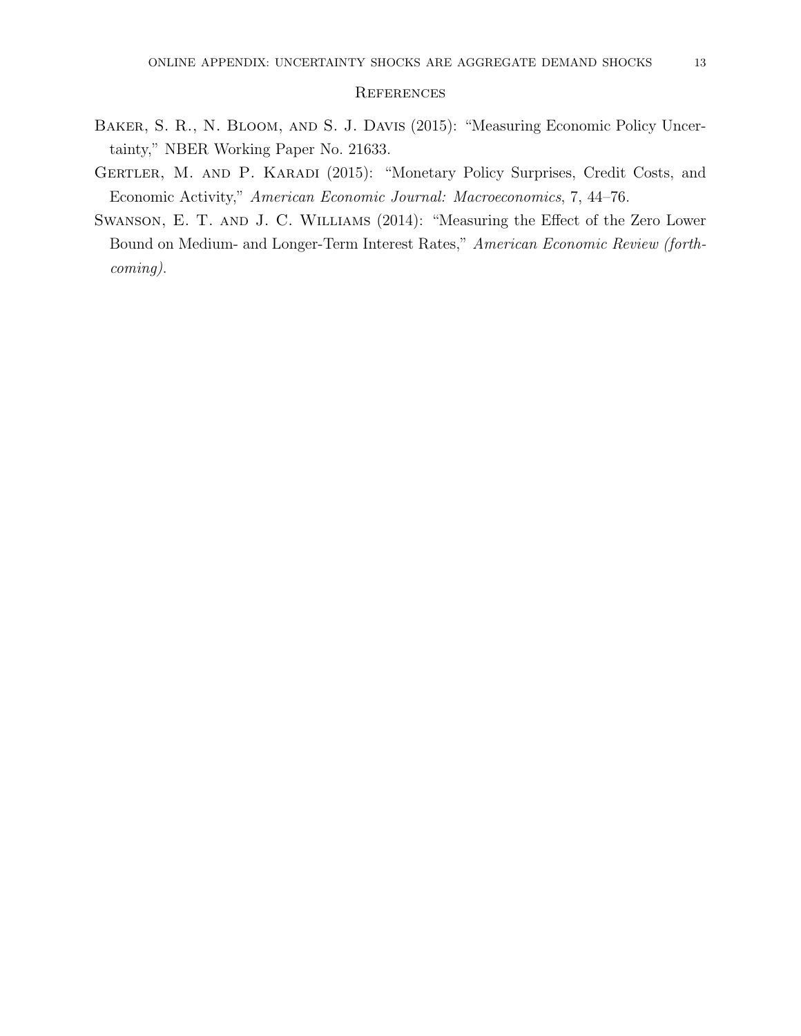## References

Baker, S. R., N. Bloom, and S. J. Davis (2015): "Measuring Economic Policy Uncertainty," NBER Working Paper No. 21633.

Gertler, M. and P. Karadi (2015): "Monetary Policy Surprises, Credit Costs, and Economic Activity," *American Economic Journal: Macroeconomics*, 7, 44–76.

Swanson, E. T. and J. C. Williams (2014): "Measuring the Effect of the Zero Lower Bound on Medium- and Longer-Term Interest Rates," *American Economic Review (forthcoming).*